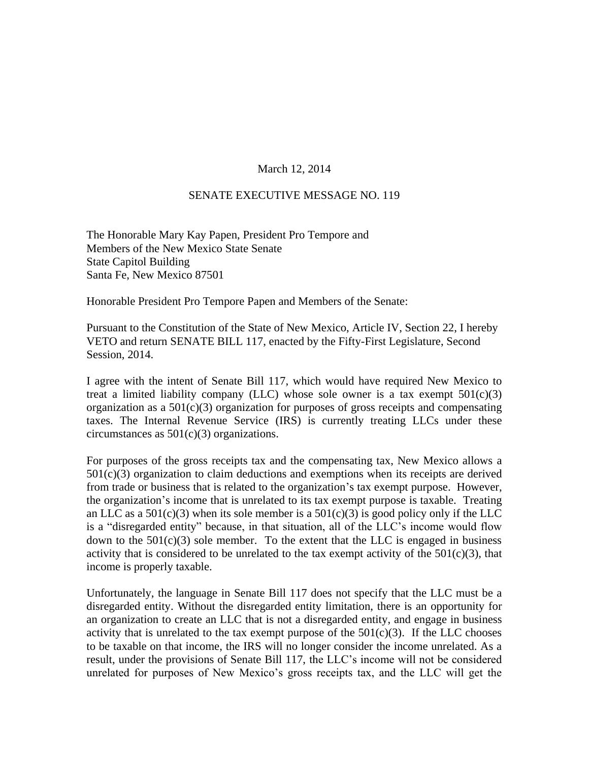March 12, 2014

SENATE EXECUTIVE MESSAGE NO. 119

The Honorable Mary Kay Papen, President Pro Tempore and
Members of the New Mexico State Senate
State Capitol Building
Santa Fe, New Mexico 87501

Honorable President Pro Tempore Papen and Members of the Senate:

Pursuant to the Constitution of the State of New Mexico, Article IV, Section 22, I hereby VETO and return SENATE BILL 117, enacted by the Fifty-First Legislature, Second Session, 2014.

I agree with the intent of Senate Bill 117, which would have required New Mexico to treat a limited liability company (LLC) whose sole owner is a tax exempt 501(c)(3) organization as a 501(c)(3) organization for purposes of gross receipts and compensating taxes. The Internal Revenue Service (IRS) is currently treating LLCs under these circumstances as 501(c)(3) organizations.

For purposes of the gross receipts tax and the compensating tax, New Mexico allows a 501(c)(3) organization to claim deductions and exemptions when its receipts are derived from trade or business that is related to the organization's tax exempt purpose. However, the organization's income that is unrelated to its tax exempt purpose is taxable. Treating an LLC as a 501(c)(3) when its sole member is a 501(c)(3) is good policy only if the LLC is a "disregarded entity" because, in that situation, all of the LLC's income would flow down to the 501(c)(3) sole member. To the extent that the LLC is engaged in business activity that is considered to be unrelated to the tax exempt activity of the 501(c)(3), that income is properly taxable.

Unfortunately, the language in Senate Bill 117 does not specify that the LLC must be a disregarded entity. Without the disregarded entity limitation, there is an opportunity for an organization to create an LLC that is not a disregarded entity, and engage in business activity that is unrelated to the tax exempt purpose of the 501(c)(3). If the LLC chooses to be taxable on that income, the IRS will no longer consider the income unrelated. As a result, under the provisions of Senate Bill 117, the LLC's income will not be considered unrelated for purposes of New Mexico's gross receipts tax, and the LLC will get the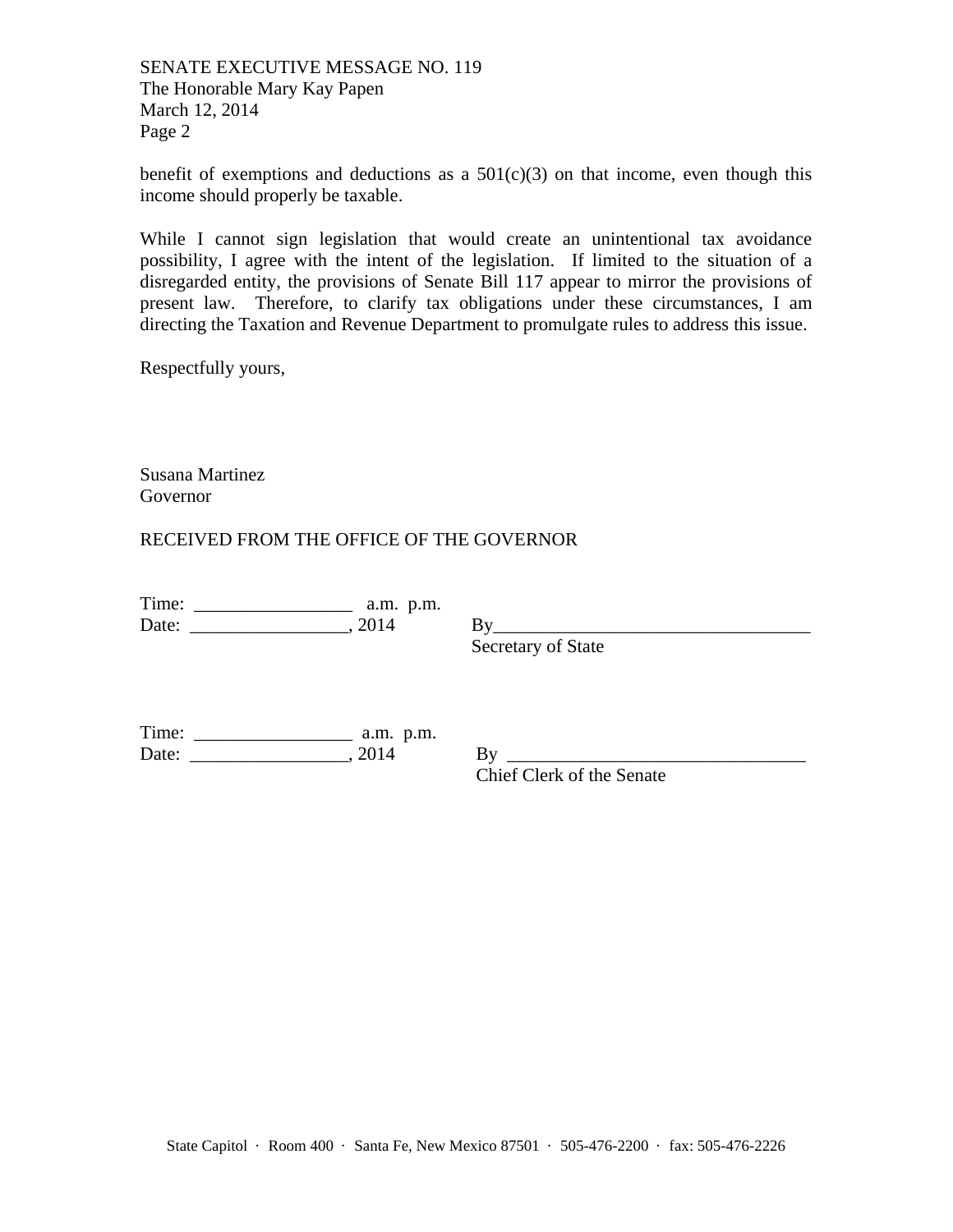benefit of exemptions and deductions as a 501(c)(3) on that income, even though this income should properly be taxable.

While I cannot sign legislation that would create an unintentional tax avoidance possibility, I agree with the intent of the legislation. If limited to the situation of a disregarded entity, the provisions of Senate Bill 117 appear to mirror the provisions of present law. Therefore, to clarify tax obligations under these circumstances, I am directing the Taxation and Revenue Department to promulgate rules to address this issue.

Respectfully yours,

Susana Martinez
Governor

RECEIVED FROM THE OFFICE OF THE GOVERNOR

Time: _________________ a.m. p.m.
Date: _________________, 2014 By___________________________________
Secretary of State

Time: _________________ a.m. p.m.
Date: _________________, 2014 By _________________________________
Chief Clerk of the Senate

State Capitol · Room 400 · Santa Fe, New Mexico 87501 · 505-476-2200 · fax: 505-476-2226